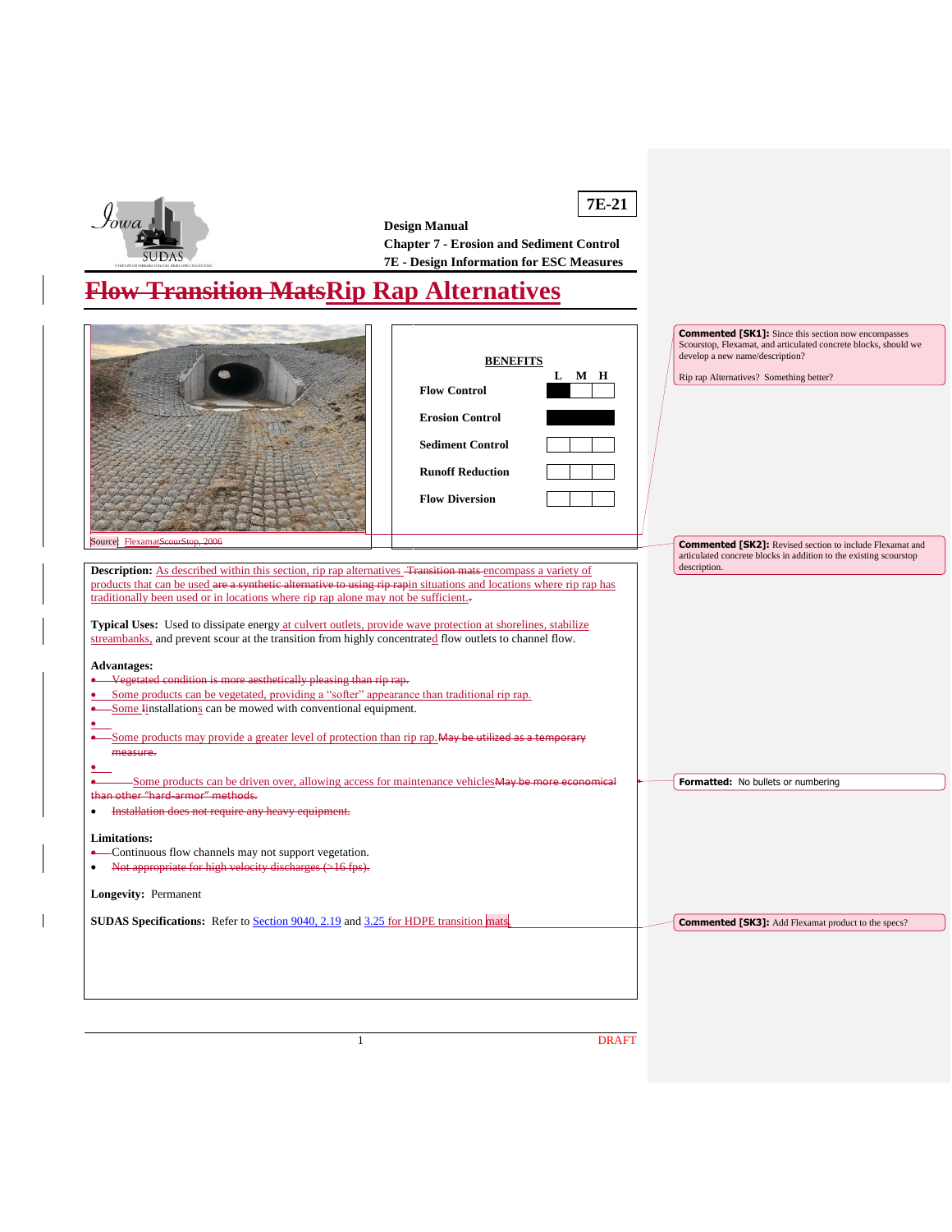**7E-21**

**Design Manual**
**Chapter 7 - Erosion and Sediment Control**
**7E - Design Information for ESC Measures**

# ~~Flow Transition Mats~~Rip Rap Alternatives

Source: Flexamat~~ScourStop, 2006~~

| BENEFITS | L | M | H |
|---|---|---|---|
| **Flow Control** | ■ | | |
| **Erosion Control** | ■ | ■ | ■ |
| **Sediment Control** | | | |
| **Runoff Reduction** | | | |
| **Flow Diversion** | | | |

**Description:** As described within this section, rip rap alternatives ~~Transition mats~~ encompass a variety of products that can be used ~~are a synthetic alternative to using rip rap~~in situations and locations where rip rap has traditionally been used or in locations where rip rap alone may not be sufficient.

**Typical Uses:** Used to dissipate energy at culvert outlets, provide wave protection at shorelines, stabilize streambanks, and prevent scour at the transition from highly concentrated flow outlets to channel flow.

**Advantages:**

- ~~Vegetated condition is more aesthetically pleasing than rip rap.~~
- Some products can be vegetated, providing a "softer" appearance than traditional rip rap.
- Some ~~I~~installations can be mowed with conventional equipment.
- Some products may provide a greater level of protection than rip rap. ~~May be utilized as a temporary measure.~~
- Some products can be driven over, allowing access for maintenance vehicles ~~May be more economical than other "hard-armor" methods.~~
- ~~Installation does not require any heavy equipment.~~

**Limitations:**

- Continuous flow channels may not support vegetation.
- ~~Not appropriate for high velocity discharges (>16 fps).~~

**Longevity:** Permanent

**SUDAS Specifications:** Refer to Section 9040, 2.19 and 3.25 for HDPE transition mats.

---

Commented [SK1]: Since this section now encompasses Scourstop, Flexamat, and articulated concrete blocks, should we develop a new name/description?

Rip rap Alternatives? Something better?

Commented [SK2]: Revised section to include Flexamat and articulated concrete blocks in addition to the existing scourstop description.

Formatted: No bullets or numbering

Commented [SK3]: Add Flexamat product to the specs?

DRAFT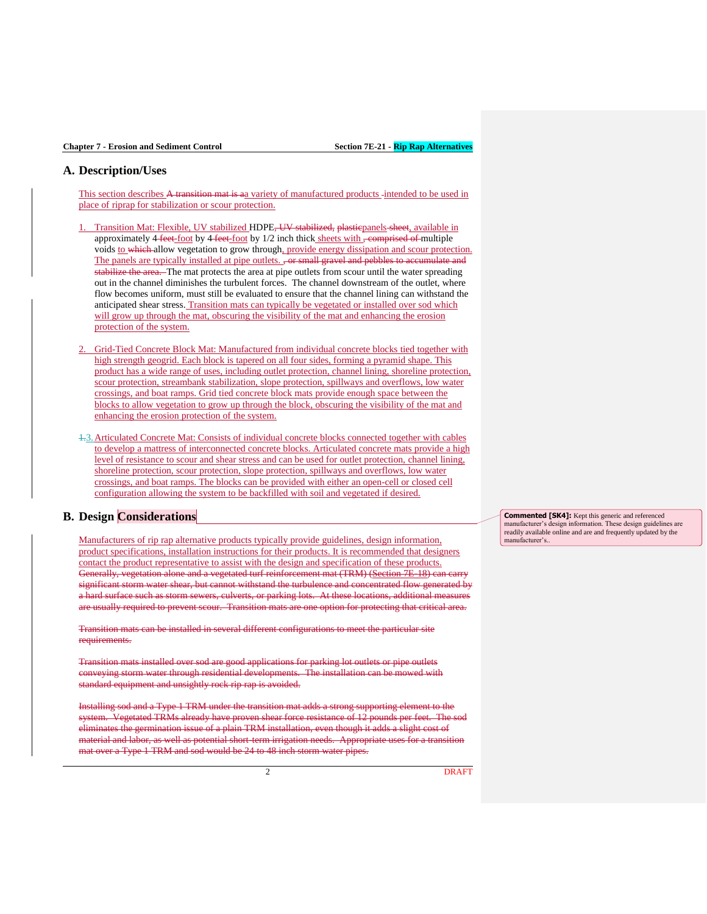## A. Description/Uses

This section describes ~~A transition mat is a~~a variety of manufactured products intended to be used in place of riprap for stabilization or scour protection.

1. Transition Mat: Flexible, UV stabilized HDPE~~, UV stabilized, plastic~~panels~~ sheet~~, available in approximately 4~~ feet~~ foot by 4~~ feet~~ foot by 1/2 inch thick sheets with ~~, comprised of~~ multiple voids to ~~which~~ allow vegetation to grow through, provide energy dissipation and scour protection. The panels are typically installed at pipe outlets. ~~, or small gravel and pebbles to accumulate and stabilize the area.~~ The mat protects the area at pipe outlets from scour until the water spreading out in the channel diminishes the turbulent forces. The channel downstream of the outlet, where flow becomes uniform, must still be evaluated to ensure that the channel lining can withstand the anticipated shear stress. Transition mats can typically be vegetated or installed over sod which will grow up through the mat, obscuring the visibility of the mat and enhancing the erosion protection of the system.

2. Grid-Tied Concrete Block Mat: Manufactured from individual concrete blocks tied together with high strength geogrid. Each block is tapered on all four sides, forming a pyramid shape. This product has a wide range of uses, including outlet protection, channel lining, shoreline protection, scour protection, streambank stabilization, slope protection, spillways and overflows, low water crossings, and boat ramps. Grid tied concrete block mats provide enough space between the blocks to allow vegetation to grow up through the block, obscuring the visibility of the mat and enhancing the erosion protection of the system.

3. Articulated Concrete Mat: Consists of individual concrete blocks connected together with cables to develop a mattress of interconnected concrete blocks. Articulated concrete mats provide a high level of resistance to scour and shear stress and can be used for outlet protection, channel lining, shoreline protection, scour protection, slope protection, spillways and overflows, low water crossings, and boat ramps. The blocks can be provided with either an open-cell or closed cell configuration allowing the system to be backfilled with soil and vegetated if desired.

## B. Design Considerations

> **Commented [SK4]:** Kept this generic and referenced manufacturer's design information. These design guidelines are readily available online and are and frequently updated by the manufacturer's..

Manufacturers of rip rap alternative products typically provide guidelines, design information, product specifications, installation instructions for their products. It is recommended that designers contact the product representative to assist with the design and specification of these products. ~~Generally, vegetation alone and a vegetated turf reinforcement mat (TRM) (Section 7E-18) can carry significant storm water shear, but cannot withstand the turbulence and concentrated flow generated by a hard surface such as storm sewers, culverts, or parking lots. At these locations, additional measures are usually required to prevent scour. Transition mats are one option for protecting that critical area.~~

~~Transition mats can be installed in several different configurations to meet the particular site requirements.~~

~~Transition mats installed over sod are good applications for parking lot outlets or pipe outlets conveying storm water through residential developments. The installation can be mowed with standard equipment and unsightly rock rip rap is avoided.~~

~~Installing sod and a Type 1 TRM under the transition mat adds a strong supporting element to the system. Vegetated TRMs already have proven shear force resistance of 12 pounds per feet. The sod eliminates the germination issue of a plain TRM installation, even though it adds a slight cost of material and labor, as well as potential short-term irrigation needs. Appropriate uses for a transition mat over a Type 1 TRM and sod would be 24 to 48 inch storm water pipes.~~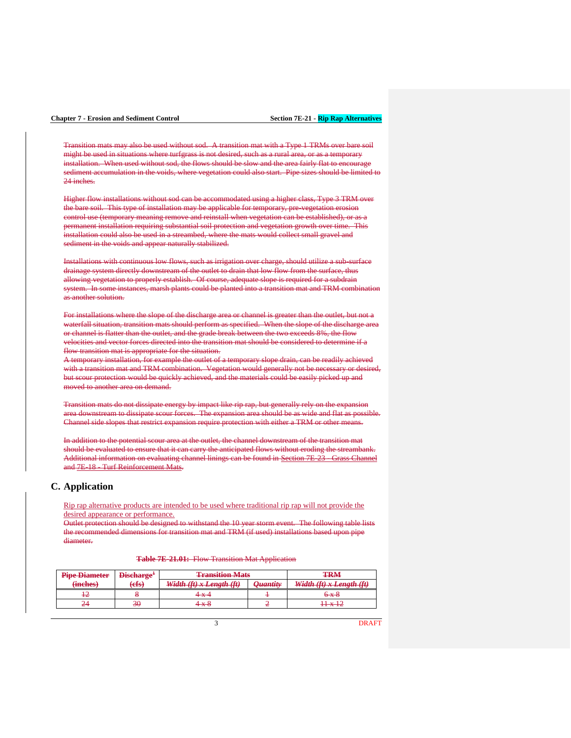Transition mats may also be used without sod. A transition mat with a Type 1 TRMs over bare soil might be used in situations where turfgrass is not desired, such as a rural area, or as a temporary installation. When used without sod, the flows should be slow and the area fairly flat to encourage sediment accumulation in the voids, where vegetation could also start. Pipe sizes should be limited to 24 inches.

Higher flow installations without sod can be accommodated using a higher class, Type 3 TRM over the bare soil. This type of installation may be applicable for temporary, pre-vegetation erosion control use (temporary meaning remove and reinstall when vegetation can be established), or as a permanent installation requiring substantial soil protection and vegetation growth over time. This installation could also be used in a streambed, where the mats would collect small gravel and sediment in the voids and appear naturally stabilized.

Installations with continuous low flows, such as irrigation over charge, should utilize a sub-surface drainage system directly downstream of the outlet to drain that low flow from the surface, thus allowing vegetation to properly establish. Of course, adequate slope is required for a subdrain system. In some instances, marsh plants could be planted into a transition mat and TRM combination as another solution.

For installations where the slope of the discharge area or channel is greater than the outlet, but not a waterfall situation, transition mats should perform as specified. When the slope of the discharge area or channel is flatter than the outlet, and the grade break between the two exceeds 8%, the flow velocities and vector forces directed into the transition mat should be considered to determine if a flow transition mat is appropriate for the situation.

A temporary installation, for example the outlet of a temporary slope drain, can be readily achieved with a transition mat and TRM combination. Vegetation would generally not be necessary or desired, but scour protection would be quickly achieved, and the materials could be easily picked up and moved to another area on demand.

Transition mats do not dissipate energy by impact like rip rap, but generally rely on the expansion area downstream to dissipate scour forces. The expansion area should be as wide and flat as possible. Channel side slopes that restrict expansion require protection with either a TRM or other means.

In addition to the potential scour area at the outlet, the channel downstream of the transition mat should be evaluated to ensure that it can carry the anticipated flows without eroding the streambank. Additional information on evaluating channel linings can be found in Section 7E-23 - Grass Channel and 7E-18 - Turf Reinforcement Mats.

## C. Application

Rip rap alternative products are intended to be used where traditional rip rap will not provide the desired appearance or performance.

Outlet protection should be designed to withstand the 10 year storm event. The following table lists the recommended dimensions for transition mat and TRM (if used) installations based upon pipe diameter.

**Table 7E-21.01:** Flow Transition Mat Application

| Pipe Diameter (inches) | Discharge[1] (cfs) | Transition Mats | | TRM |
|---|---|---|---|---|
| | | *Width (ft) x Length (ft)* | *Quantity* | *Width (ft) x Length (ft)* |
| 12 | 8 | 4 x 4 | 1 | 6 x 8 |
| 24 | 30 | 4 x 8 | 2 | 11 x 12 |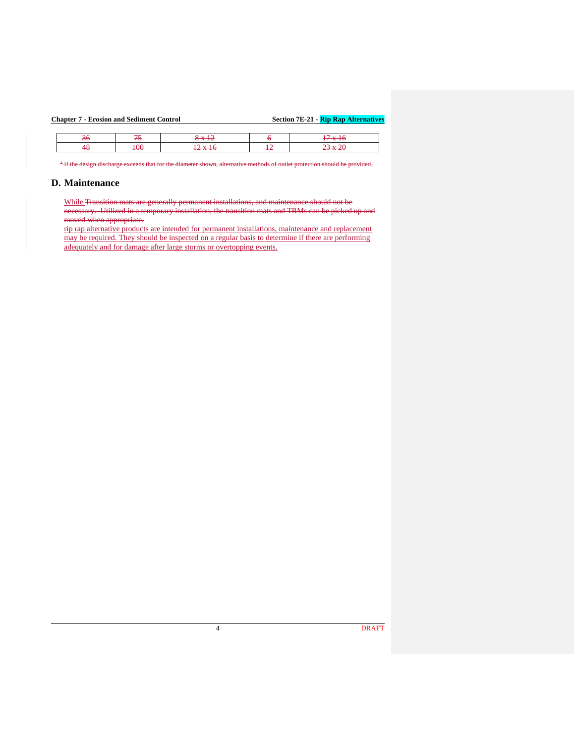| | | | | |
|---|---|---|---|---|
| 36 | 75 | 8 x 12 | 6 | 17 x 16 |
| 48 | 100 | 12 x 16 | 12 | 23 x 20 |

[1] If the design discharge exceeds that for the diameter shown, alternative methods of outlet protection should be provided.

## D. Maintenance

While Transition mats are generally permanent installations, and maintenance should not be necessary. Utilized in a temporary installation, the transition mats and TRMs can be picked up and moved when appropriate.
rip rap alternative products are intended for permanent installations, maintenance and replacement may be required. They should be inspected on a regular basis to determine if there are performing adequately and for damage after large storms or overtopping events.